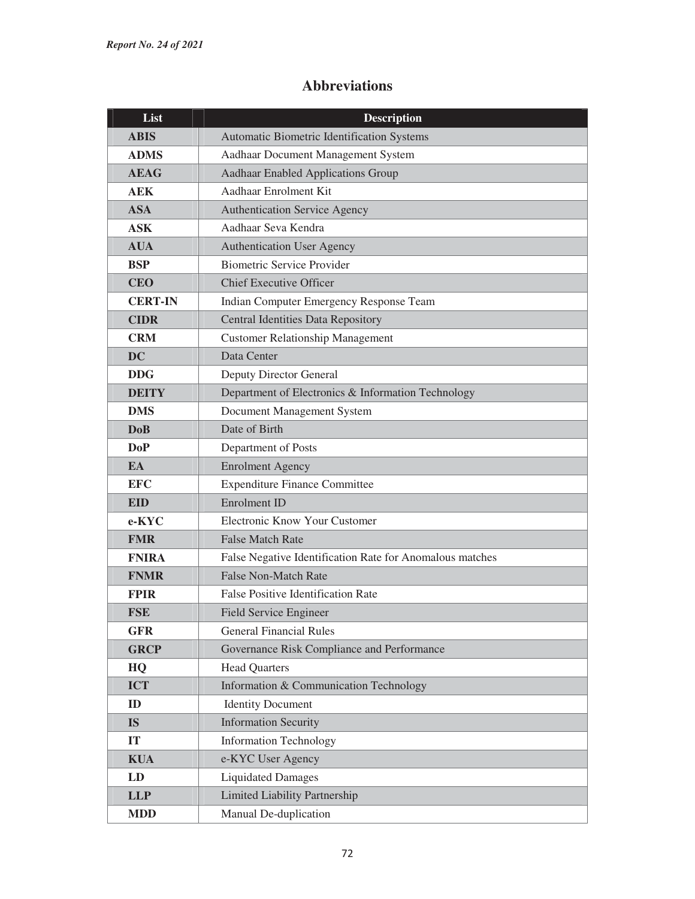# Abbreviations

| List | Description |
|---|---|
| **ABIS** | Automatic Biometric Identification Systems |
| **ADMS** | Aadhaar Document Management System |
| **AEAG** | Aadhaar Enabled Applications Group |
| **AEK** | Aadhaar Enrolment Kit |
| **ASA** | Authentication Service Agency |
| **ASK** | Aadhaar Seva Kendra |
| **AUA** | Authentication User Agency |
| **BSP** | Biometric Service Provider |
| **CEO** | Chief Executive Officer |
| **CERT-IN** | Indian Computer Emergency Response Team |
| **CIDR** | Central Identities Data Repository |
| **CRM** | Customer Relationship Management |
| **DC** | Data Center |
| **DDG** | Deputy Director General |
| **DEITY** | Department of Electronics & Information Technology |
| **DMS** | Document Management System |
| **DoB** | Date of Birth |
| **DoP** | Department of Posts |
| **EA** | Enrolment Agency |
| **EFC** | Expenditure Finance Committee |
| **EID** | Enrolment ID |
| **e-KYC** | Electronic Know Your Customer |
| **FMR** | False Match Rate |
| **FNIRA** | False Negative Identification Rate for Anomalous matches |
| **FNMR** | False Non-Match Rate |
| **FPIR** | False Positive Identification Rate |
| **FSE** | Field Service Engineer |
| **GFR** | General Financial Rules |
| **GRCP** | Governance Risk Compliance and Performance |
| **HQ** | Head Quarters |
| **ICT** | Information & Communication Technology |
| **ID** | Identity Document |
| **IS** | Information Security |
| **IT** | Information Technology |
| **KUA** | e-KYC User Agency |
| **LD** | Liquidated Damages |
| **LLP** | Limited Liability Partnership |
| **MDD** | Manual De-duplication |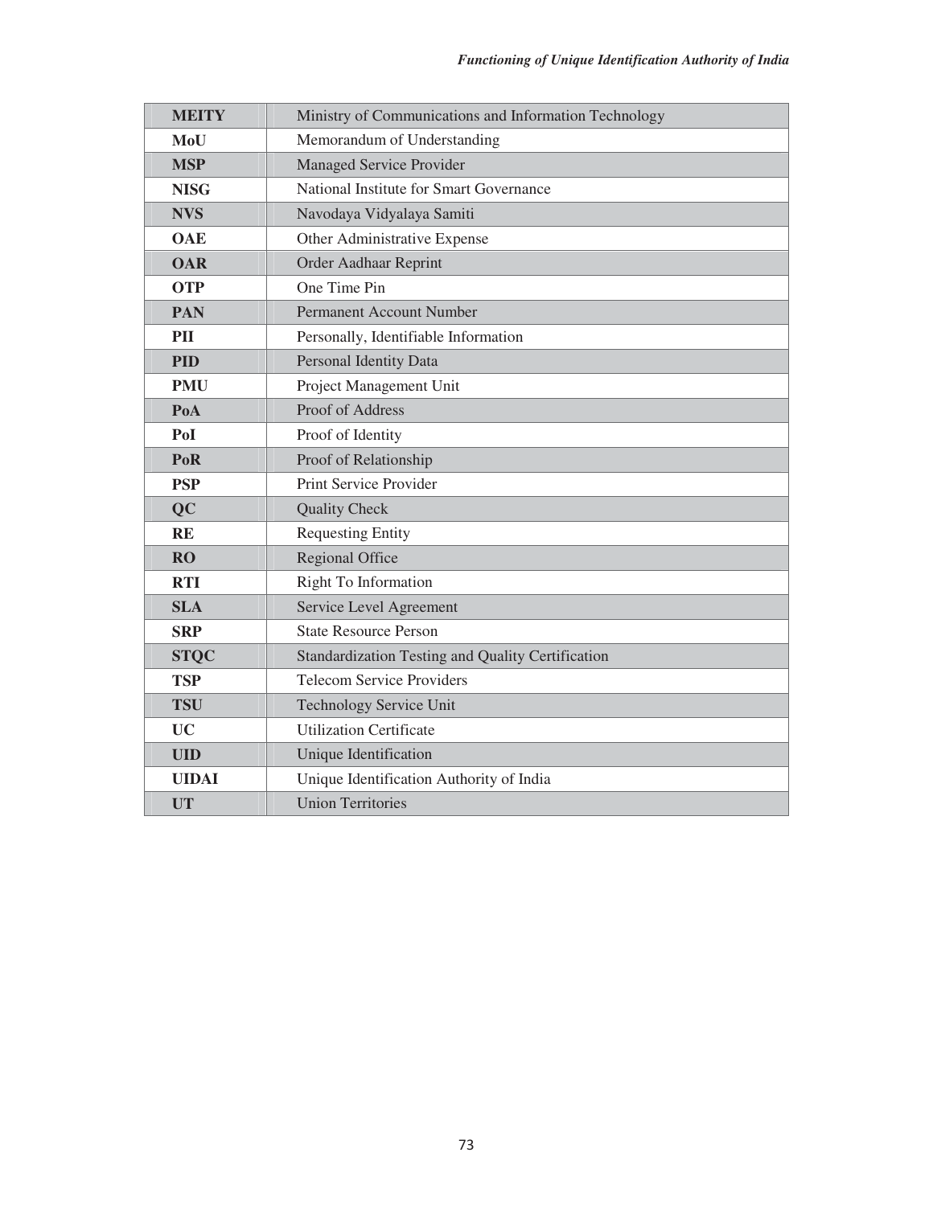| | |
|---|---|
| **MEITY** | Ministry of Communications and Information Technology |
| **MoU** | Memorandum of Understanding |
| **MSP** | Managed Service Provider |
| **NISG** | National Institute for Smart Governance |
| **NVS** | Navodaya Vidyalaya Samiti |
| **OAE** | Other Administrative Expense |
| **OAR** | Order Aadhaar Reprint |
| **OTP** | One Time Pin |
| **PAN** | Permanent Account Number |
| **PII** | Personally, Identifiable Information |
| **PID** | Personal Identity Data |
| **PMU** | Project Management Unit |
| **PoA** | Proof of Address |
| **PoI** | Proof of Identity |
| **PoR** | Proof of Relationship |
| **PSP** | Print Service Provider |
| **QC** | Quality Check |
| **RE** | Requesting Entity |
| **RO** | Regional Office |
| **RTI** | Right To Information |
| **SLA** | Service Level Agreement |
| **SRP** | State Resource Person |
| **STQC** | Standardization Testing and Quality Certification |
| **TSP** | Telecom Service Providers |
| **TSU** | Technology Service Unit |
| **UC** | Utilization Certificate |
| **UID** | Unique Identification |
| **UIDAI** | Unique Identification Authority of India |
| **UT** | Union Territories |